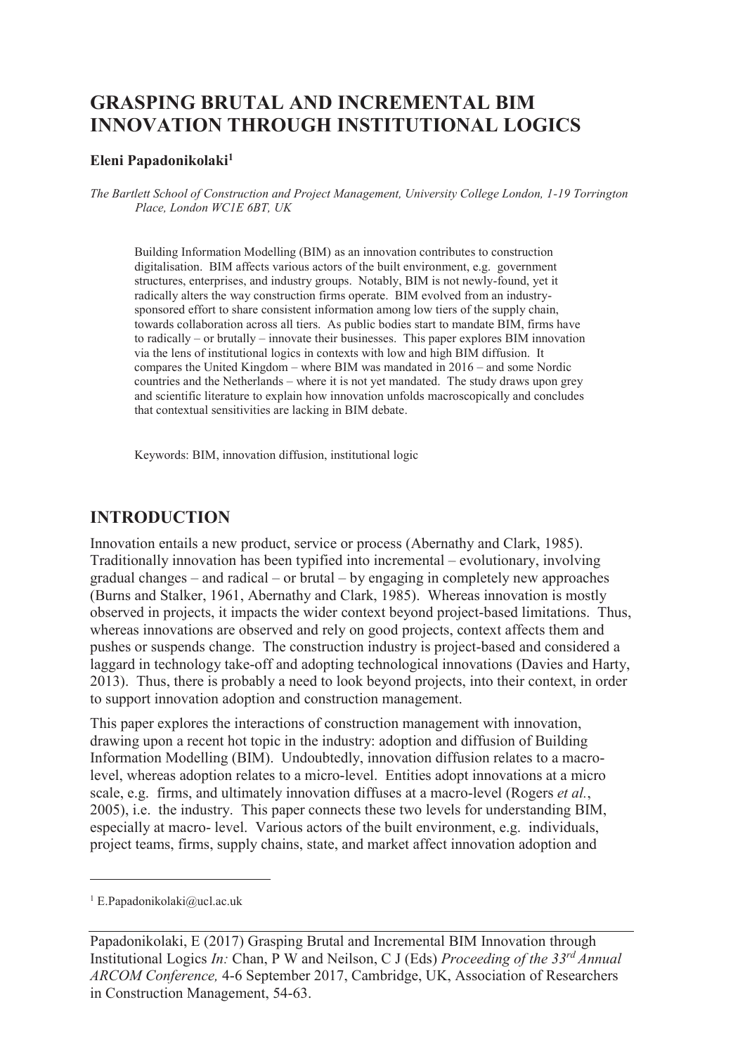# GRASPING BRUTAL AND INCREMENTAL BIM INNOVATION THROUGH INSTITUTIONAL LOGICS

**Eleni Papadonikolaki[1]**

*The Bartlett School of Construction and Project Management, University College London, 1-19 Torrington Place, London WC1E 6BT, UK*

Building Information Modelling (BIM) as an innovation contributes to construction digitalisation. BIM affects various actors of the built environment, e.g. government structures, enterprises, and industry groups. Notably, BIM is not newly-found, yet it radically alters the way construction firms operate. BIM evolved from an industry-sponsored effort to share consistent information among low tiers of the supply chain, towards collaboration across all tiers. As public bodies start to mandate BIM, firms have to radically – or brutally – innovate their businesses. This paper explores BIM innovation via the lens of institutional logics in contexts with low and high BIM diffusion. It compares the United Kingdom – where BIM was mandated in 2016 – and some Nordic countries and the Netherlands – where it is not yet mandated. The study draws upon grey and scientific literature to explain how innovation unfolds macroscopically and concludes that contextual sensitivities are lacking in BIM debate.

Keywords: BIM, innovation diffusion, institutional logic

## INTRODUCTION

Innovation entails a new product, service or process (Abernathy and Clark, 1985). Traditionally innovation has been typified into incremental – evolutionary, involving gradual changes – and radical – or brutal – by engaging in completely new approaches (Burns and Stalker, 1961, Abernathy and Clark, 1985). Whereas innovation is mostly observed in projects, it impacts the wider context beyond project-based limitations. Thus, whereas innovations are observed and rely on good projects, context affects them and pushes or suspends change. The construction industry is project-based and considered a laggard in technology take-off and adopting technological innovations (Davies and Harty, 2013). Thus, there is probably a need to look beyond projects, into their context, in order to support innovation adoption and construction management.

This paper explores the interactions of construction management with innovation, drawing upon a recent hot topic in the industry: adoption and diffusion of Building Information Modelling (BIM). Undoubtedly, innovation diffusion relates to a macro-level, whereas adoption relates to a micro-level. Entities adopt innovations at a micro scale, e.g. firms, and ultimately innovation diffuses at a macro-level (Rogers *et al.*, 2005), i.e. the industry. This paper connects these two levels for understanding BIM, especially at macro- level. Various actors of the built environment, e.g. individuals, project teams, firms, supply chains, state, and market affect innovation adoption and

[1] E.Papadonikolaki@ucl.ac.uk

Papadonikolaki, E (2017) Grasping Brutal and Incremental BIM Innovation through Institutional Logics *In:* Chan, P W and Neilson, C J (Eds) *Proceeding of the 33rd Annual ARCOM Conference,* 4-6 September 2017, Cambridge, UK, Association of Researchers in Construction Management, 54-63.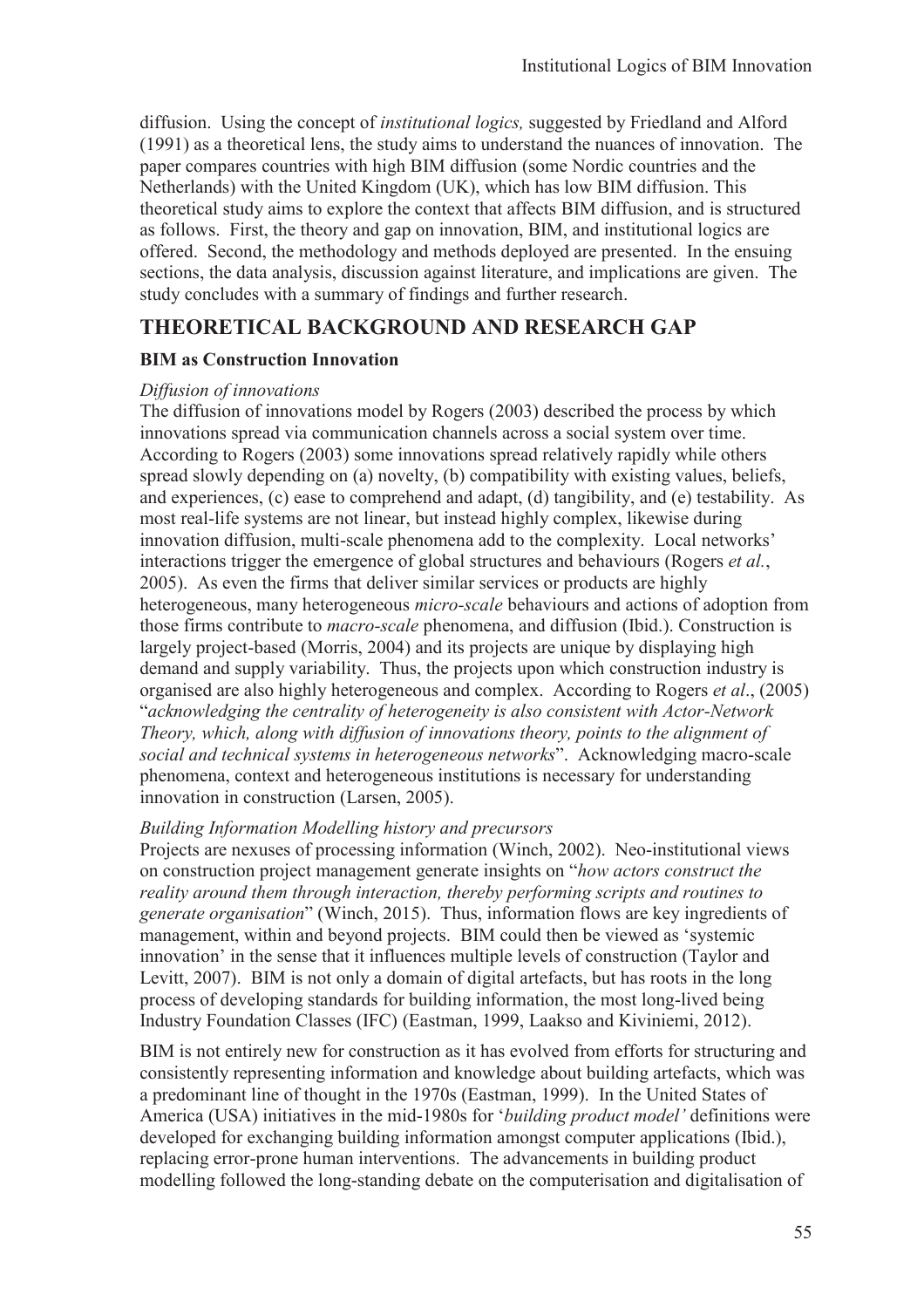diffusion. Using the concept of *institutional logics,* suggested by Friedland and Alford (1991) as a theoretical lens, the study aims to understand the nuances of innovation. The paper compares countries with high BIM diffusion (some Nordic countries and the Netherlands) with the United Kingdom (UK), which has low BIM diffusion. This theoretical study aims to explore the context that affects BIM diffusion, and is structured as follows. First, the theory and gap on innovation, BIM, and institutional logics are offered. Second, the methodology and methods deployed are presented. In the ensuing sections, the data analysis, discussion against literature, and implications are given. The study concludes with a summary of findings and further research.

## THEORETICAL BACKGROUND AND RESEARCH GAP

### BIM as Construction Innovation

#### *Diffusion of innovations*

The diffusion of innovations model by Rogers (2003) described the process by which innovations spread via communication channels across a social system over time. According to Rogers (2003) some innovations spread relatively rapidly while others spread slowly depending on (a) novelty, (b) compatibility with existing values, beliefs, and experiences, (c) ease to comprehend and adapt, (d) tangibility, and (e) testability. As most real-life systems are not linear, but instead highly complex, likewise during innovation diffusion, multi-scale phenomena add to the complexity. Local networks' interactions trigger the emergence of global structures and behaviours (Rogers *et al.*, 2005). As even the firms that deliver similar services or products are highly heterogeneous, many heterogeneous *micro-scale* behaviours and actions of adoption from those firms contribute to *macro-scale* phenomena, and diffusion (Ibid.). Construction is largely project-based (Morris, 2004) and its projects are unique by displaying high demand and supply variability. Thus, the projects upon which construction industry is organised are also highly heterogeneous and complex. According to Rogers *et al*., (2005) "*acknowledging the centrality of heterogeneity is also consistent with Actor-Network Theory, which, along with diffusion of innovations theory, points to the alignment of social and technical systems in heterogeneous networks*". Acknowledging macro-scale phenomena, context and heterogeneous institutions is necessary for understanding innovation in construction (Larsen, 2005).

#### *Building Information Modelling history and precursors*

Projects are nexuses of processing information (Winch, 2002). Neo-institutional views on construction project management generate insights on "*how actors construct the reality around them through interaction, thereby performing scripts and routines to generate organisation*" (Winch, 2015). Thus, information flows are key ingredients of management, within and beyond projects. BIM could then be viewed as 'systemic innovation' in the sense that it influences multiple levels of construction (Taylor and Levitt, 2007). BIM is not only a domain of digital artefacts, but has roots in the long process of developing standards for building information, the most long-lived being Industry Foundation Classes (IFC) (Eastman, 1999, Laakso and Kiviniemi, 2012).

BIM is not entirely new for construction as it has evolved from efforts for structuring and consistently representing information and knowledge about building artefacts, which was a predominant line of thought in the 1970s (Eastman, 1999). In the United States of America (USA) initiatives in the mid-1980s for '*building product model'* definitions were developed for exchanging building information amongst computer applications (Ibid.), replacing error-prone human interventions. The advancements in building product modelling followed the long-standing debate on the computerisation and digitalisation of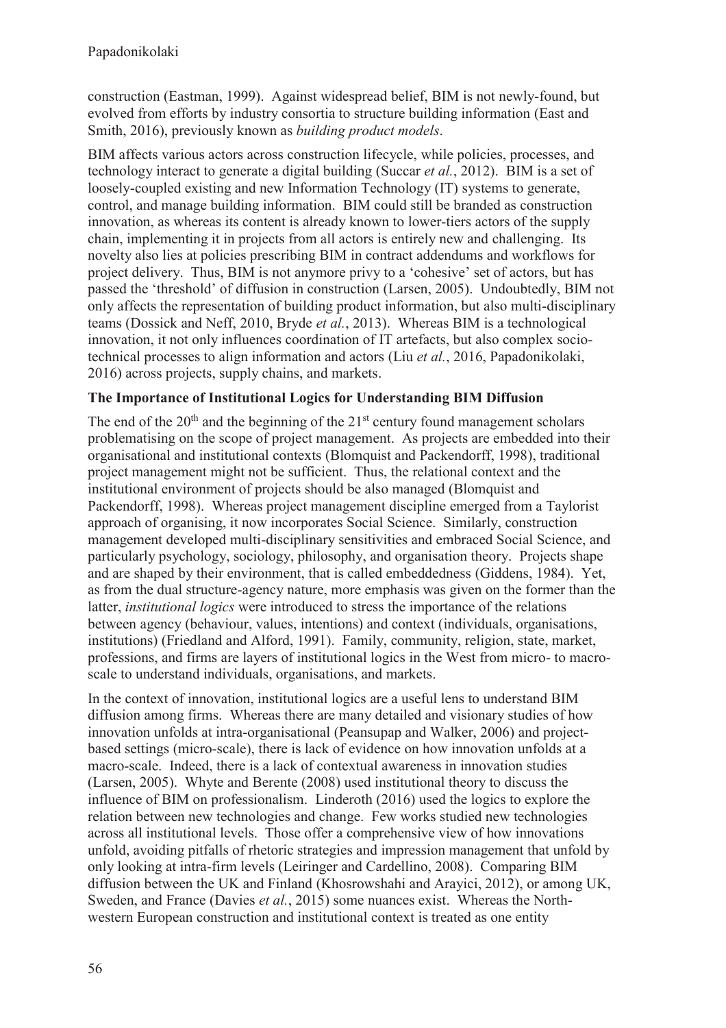construction (Eastman, 1999). Against widespread belief, BIM is not newly-found, but evolved from efforts by industry consortia to structure building information (East and Smith, 2016), previously known as *building product models*.

BIM affects various actors across construction lifecycle, while policies, processes, and technology interact to generate a digital building (Succar *et al.*, 2012). BIM is a set of loosely-coupled existing and new Information Technology (IT) systems to generate, control, and manage building information. BIM could still be branded as construction innovation, as whereas its content is already known to lower-tiers actors of the supply chain, implementing it in projects from all actors is entirely new and challenging. Its novelty also lies at policies prescribing BIM in contract addendums and workflows for project delivery. Thus, BIM is not anymore privy to a 'cohesive' set of actors, but has passed the 'threshold' of diffusion in construction (Larsen, 2005). Undoubtedly, BIM not only affects the representation of building product information, but also multi-disciplinary teams (Dossick and Neff, 2010, Bryde *et al.*, 2013). Whereas BIM is a technological innovation, it not only influences coordination of IT artefacts, but also complex socio-technical processes to align information and actors (Liu *et al.*, 2016, Papadonikolaki, 2016) across projects, supply chains, and markets.

**The Importance of Institutional Logics for Understanding BIM Diffusion**

The end of the 20th and the beginning of the 21st century found management scholars problematising on the scope of project management. As projects are embedded into their organisational and institutional contexts (Blomquist and Packendorff, 1998), traditional project management might not be sufficient. Thus, the relational context and the institutional environment of projects should be also managed (Blomquist and Packendorff, 1998). Whereas project management discipline emerged from a Taylorist approach of organising, it now incorporates Social Science. Similarly, construction management developed multi-disciplinary sensitivities and embraced Social Science, and particularly psychology, sociology, philosophy, and organisation theory. Projects shape and are shaped by their environment, that is called embeddedness (Giddens, 1984). Yet, as from the dual structure-agency nature, more emphasis was given on the former than the latter, *institutional logics* were introduced to stress the importance of the relations between agency (behaviour, values, intentions) and context (individuals, organisations, institutions) (Friedland and Alford, 1991). Family, community, religion, state, market, professions, and firms are layers of institutional logics in the West from micro- to macro-scale to understand individuals, organisations, and markets.

In the context of innovation, institutional logics are a useful lens to understand BIM diffusion among firms. Whereas there are many detailed and visionary studies of how innovation unfolds at intra-organisational (Peansupap and Walker, 2006) and project-based settings (micro-scale), there is lack of evidence on how innovation unfolds at a macro-scale. Indeed, there is a lack of contextual awareness in innovation studies (Larsen, 2005). Whyte and Berente (2008) used institutional theory to discuss the influence of BIM on professionalism. Linderoth (2016) used the logics to explore the relation between new technologies and change. Few works studied new technologies across all institutional levels. Those offer a comprehensive view of how innovations unfold, avoiding pitfalls of rhetoric strategies and impression management that unfold by only looking at intra-firm levels (Leiringer and Cardellino, 2008). Comparing BIM diffusion between the UK and Finland (Khosrowshahi and Arayici, 2012), or among UK, Sweden, and France (Davies *et al.*, 2015) some nuances exist. Whereas the North-western European construction and institutional context is treated as one entity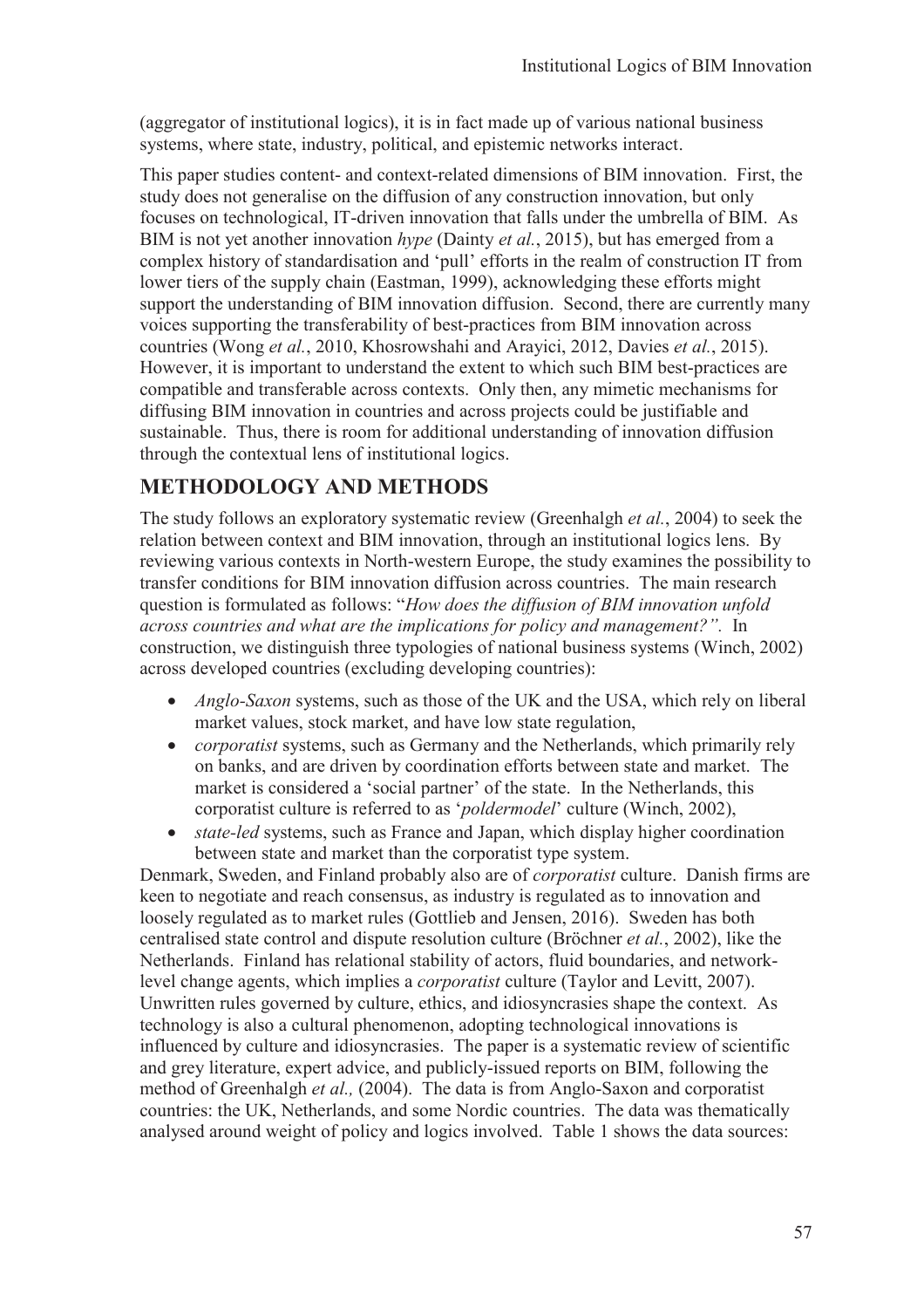(aggregator of institutional logics), it is in fact made up of various national business systems, where state, industry, political, and epistemic networks interact.

This paper studies content- and context-related dimensions of BIM innovation. First, the study does not generalise on the diffusion of any construction innovation, but only focuses on technological, IT-driven innovation that falls under the umbrella of BIM. As BIM is not yet another innovation *hype* (Dainty *et al.*, 2015), but has emerged from a complex history of standardisation and 'pull' efforts in the realm of construction IT from lower tiers of the supply chain (Eastman, 1999), acknowledging these efforts might support the understanding of BIM innovation diffusion. Second, there are currently many voices supporting the transferability of best-practices from BIM innovation across countries (Wong *et al.*, 2010, Khosrowshahi and Arayici, 2012, Davies *et al.*, 2015). However, it is important to understand the extent to which such BIM best-practices are compatible and transferable across contexts. Only then, any mimetic mechanisms for diffusing BIM innovation in countries and across projects could be justifiable and sustainable. Thus, there is room for additional understanding of innovation diffusion through the contextual lens of institutional logics.

## METHODOLOGY AND METHODS

The study follows an exploratory systematic review (Greenhalgh *et al.*, 2004) to seek the relation between context and BIM innovation, through an institutional logics lens. By reviewing various contexts in North-western Europe, the study examines the possibility to transfer conditions for BIM innovation diffusion across countries. The main research question is formulated as follows: "*How does the diffusion of BIM innovation unfold across countries and what are the implications for policy and management?"*. In construction, we distinguish three typologies of national business systems (Winch, 2002) across developed countries (excluding developing countries):

- *Anglo-Saxon* systems, such as those of the UK and the USA, which rely on liberal market values, stock market, and have low state regulation,
- *corporatist* systems, such as Germany and the Netherlands, which primarily rely on banks, and are driven by coordination efforts between state and market. The market is considered a 'social partner' of the state. In the Netherlands, this corporatist culture is referred to as '*poldermodel*' culture (Winch, 2002),
- *state-led* systems, such as France and Japan, which display higher coordination between state and market than the corporatist type system.

Denmark, Sweden, and Finland probably also are of *corporatist* culture. Danish firms are keen to negotiate and reach consensus, as industry is regulated as to innovation and loosely regulated as to market rules (Gottlieb and Jensen, 2016). Sweden has both centralised state control and dispute resolution culture (Bröchner *et al.*, 2002), like the Netherlands. Finland has relational stability of actors, fluid boundaries, and network-level change agents, which implies a *corporatist* culture (Taylor and Levitt, 2007). Unwritten rules governed by culture, ethics, and idiosyncrasies shape the context. As technology is also a cultural phenomenon, adopting technological innovations is influenced by culture and idiosyncrasies. The paper is a systematic review of scientific and grey literature, expert advice, and publicly-issued reports on BIM, following the method of Greenhalgh *et al.,* (2004). The data is from Anglo-Saxon and corporatist countries: the UK, Netherlands, and some Nordic countries. The data was thematically analysed around weight of policy and logics involved. Table 1 shows the data sources: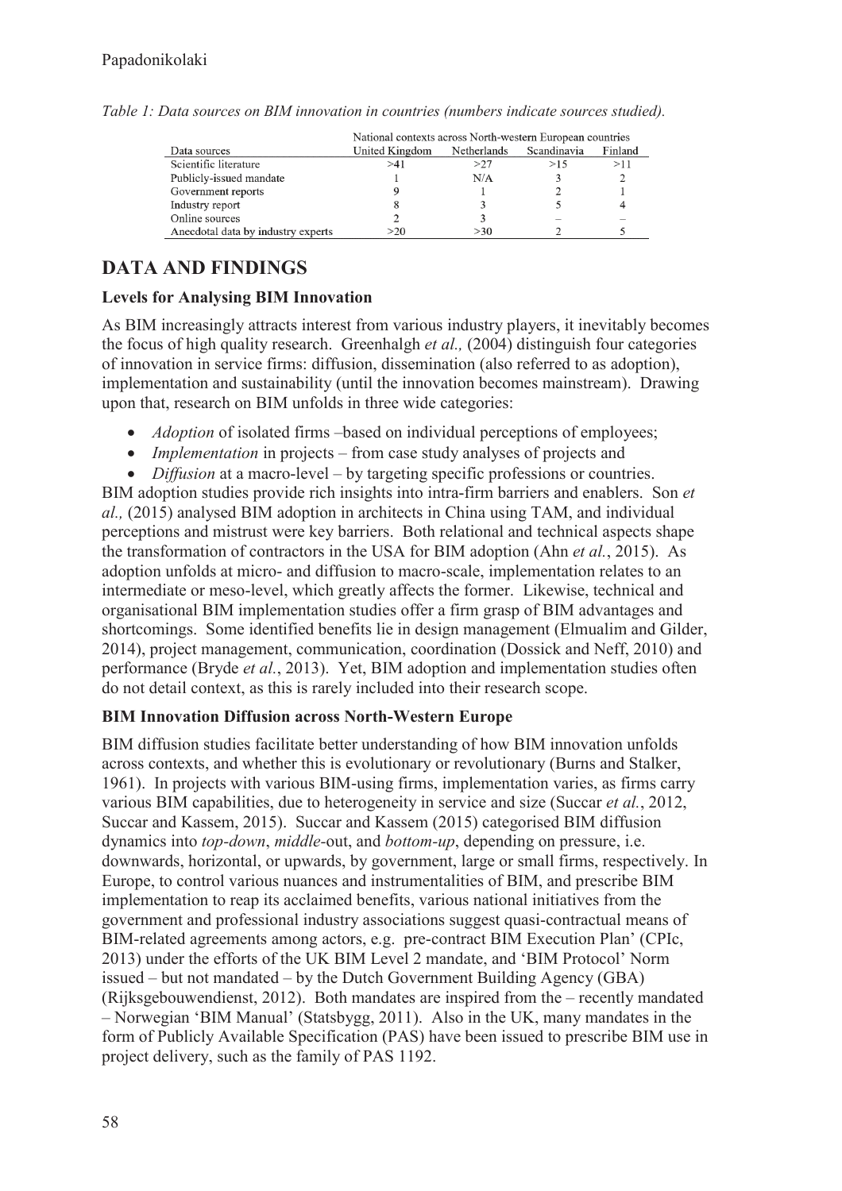*Table 1: Data sources on BIM innovation in countries (numbers indicate sources studied).*

| Data sources | National contexts across North-western European countries | | | |
|---|---|---|---|---|
| | United Kingdom | Netherlands | Scandinavia | Finland |
| Scientific literature | >41 | >27 | >15 | >11 |
| Publicly-issued mandate | 1 | N/A | 3 | 2 |
| Government reports | 9 | 1 | 2 | 1 |
| Industry report | 8 | 3 | 5 | 4 |
| Online sources | 2 | 3 | – | – |
| Anecdotal data by industry experts | >20 | >30 | 2 | 5 |

# DATA AND FINDINGS

### Levels for Analysing BIM Innovation

As BIM increasingly attracts interest from various industry players, it inevitably becomes the focus of high quality research. Greenhalgh *et al.,* (2004) distinguish four categories of innovation in service firms: diffusion, dissemination (also referred to as adoption), implementation and sustainability (until the innovation becomes mainstream). Drawing upon that, research on BIM unfolds in three wide categories:

- *Adoption* of isolated firms –based on individual perceptions of employees;
- *Implementation* in projects – from case study analyses of projects and
- *Diffusion* at a macro-level – by targeting specific professions or countries.

BIM adoption studies provide rich insights into intra-firm barriers and enablers. Son *et al.,* (2015) analysed BIM adoption in architects in China using TAM, and individual perceptions and mistrust were key barriers. Both relational and technical aspects shape the transformation of contractors in the USA for BIM adoption (Ahn *et al.*, 2015). As adoption unfolds at micro- and diffusion to macro-scale, implementation relates to an intermediate or meso-level, which greatly affects the former. Likewise, technical and organisational BIM implementation studies offer a firm grasp of BIM advantages and shortcomings. Some identified benefits lie in design management (Elmualim and Gilder, 2014), project management, communication, coordination (Dossick and Neff, 2010) and performance (Bryde *et al.*, 2013). Yet, BIM adoption and implementation studies often do not detail context, as this is rarely included into their research scope.

### BIM Innovation Diffusion across North-Western Europe

BIM diffusion studies facilitate better understanding of how BIM innovation unfolds across contexts, and whether this is evolutionary or revolutionary (Burns and Stalker, 1961). In projects with various BIM-using firms, implementation varies, as firms carry various BIM capabilities, due to heterogeneity in service and size (Succar *et al.*, 2012, Succar and Kassem, 2015). Succar and Kassem (2015) categorised BIM diffusion dynamics into *top-down*, *middle*-out, and *bottom-up*, depending on pressure, i.e. downwards, horizontal, or upwards, by government, large or small firms, respectively. In Europe, to control various nuances and instrumentalities of BIM, and prescribe BIM implementation to reap its acclaimed benefits, various national initiatives from the government and professional industry associations suggest quasi-contractual means of BIM-related agreements among actors, e.g. pre-contract BIM Execution Plan' (CPIc, 2013) under the efforts of the UK BIM Level 2 mandate, and 'BIM Protocol' Norm issued – but not mandated – by the Dutch Government Building Agency (GBA) (Rijksgebouwendienst, 2012). Both mandates are inspired from the – recently mandated – Norwegian 'BIM Manual' (Statsbygg, 2011). Also in the UK, many mandates in the form of Publicly Available Specification (PAS) have been issued to prescribe BIM use in project delivery, such as the family of PAS 1192.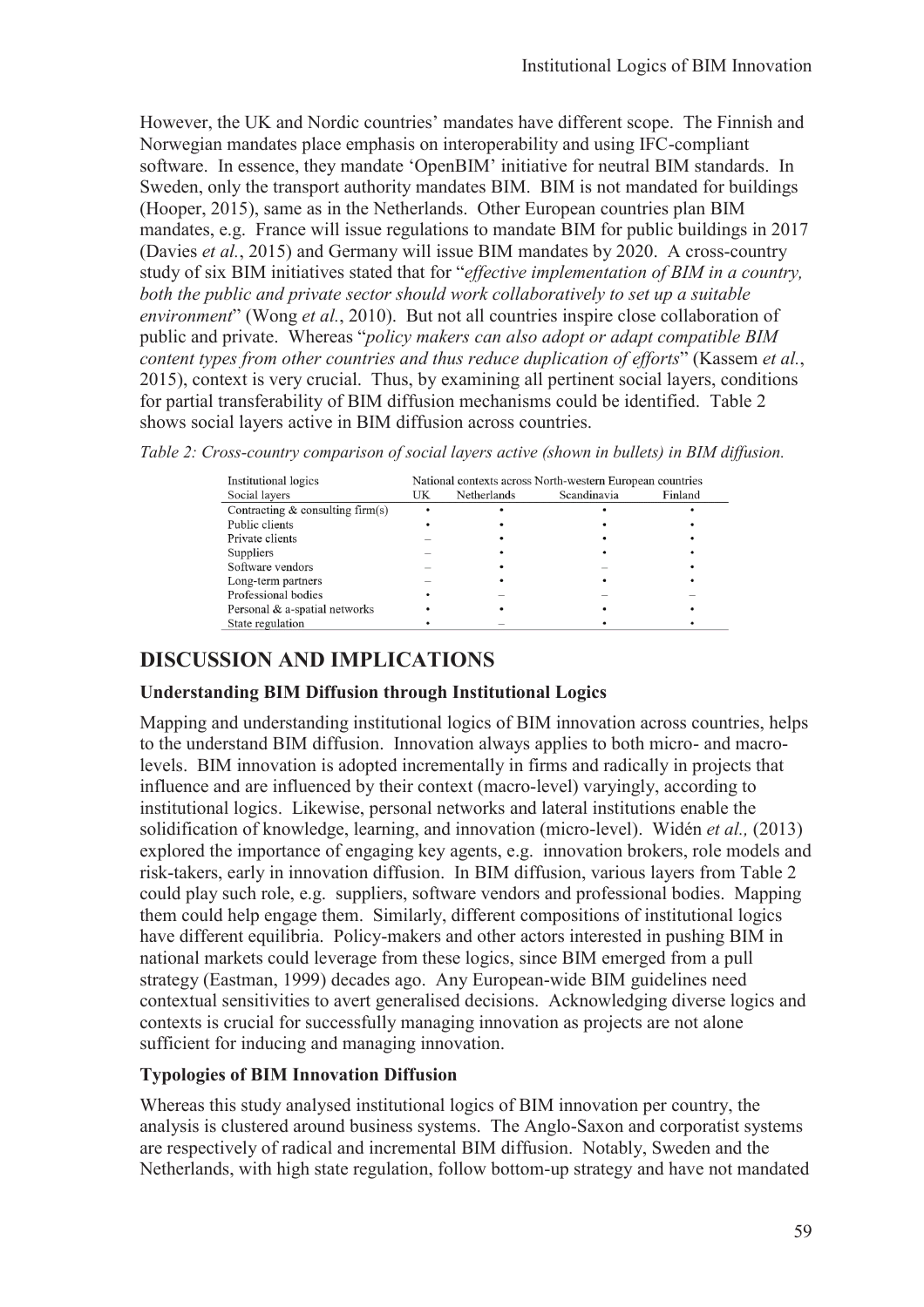However, the UK and Nordic countries' mandates have different scope. The Finnish and Norwegian mandates place emphasis on interoperability and using IFC-compliant software. In essence, they mandate 'OpenBIM' initiative for neutral BIM standards. In Sweden, only the transport authority mandates BIM. BIM is not mandated for buildings (Hooper, 2015), same as in the Netherlands. Other European countries plan BIM mandates, e.g. France will issue regulations to mandate BIM for public buildings in 2017 (Davies *et al.*, 2015) and Germany will issue BIM mandates by 2020. A cross-country study of six BIM initiatives stated that for "*effective implementation of BIM in a country, both the public and private sector should work collaboratively to set up a suitable environment*" (Wong *et al.*, 2010). But not all countries inspire close collaboration of public and private. Whereas "*policy makers can also adopt or adapt compatible BIM content types from other countries and thus reduce duplication of efforts*" (Kassem *et al.*, 2015), context is very crucial. Thus, by examining all pertinent social layers, conditions for partial transferability of BIM diffusion mechanisms could be identified. Table 2 shows social layers active in BIM diffusion across countries.

*Table 2: Cross-country comparison of social layers active (shown in bullets) in BIM diffusion.*

| Institutional logics | National contexts across North-western European countries | | | |
|---|---|---|---|---|
| Social layers | UK | Netherlands | Scandinavia | Finland |
| Contracting & consulting firm(s) | • | • | • | • |
| Public clients | • | • | • | • |
| Private clients | – | • | • | • |
| Suppliers | – | • | • | • |
| Software vendors | – | • | – | • |
| Long-term partners | – | • | • | • |
| Professional bodies | • | – | – | – |
| Personal & a-spatial networks | • | • | • | • |
| State regulation | • | – | • | • |

## DISCUSSION AND IMPLICATIONS

### Understanding BIM Diffusion through Institutional Logics

Mapping and understanding institutional logics of BIM innovation across countries, helps to the understand BIM diffusion. Innovation always applies to both micro- and macro-levels. BIM innovation is adopted incrementally in firms and radically in projects that influence and are influenced by their context (macro-level) varyingly, according to institutional logics. Likewise, personal networks and lateral institutions enable the solidification of knowledge, learning, and innovation (micro-level). Widén *et al.,* (2013) explored the importance of engaging key agents, e.g. innovation brokers, role models and risk-takers, early in innovation diffusion. In BIM diffusion, various layers from Table 2 could play such role, e.g. suppliers, software vendors and professional bodies. Mapping them could help engage them. Similarly, different compositions of institutional logics have different equilibria. Policy-makers and other actors interested in pushing BIM in national markets could leverage from these logics, since BIM emerged from a pull strategy (Eastman, 1999) decades ago. Any European-wide BIM guidelines need contextual sensitivities to avert generalised decisions. Acknowledging diverse logics and contexts is crucial for successfully managing innovation as projects are not alone sufficient for inducing and managing innovation.

### Typologies of BIM Innovation Diffusion

Whereas this study analysed institutional logics of BIM innovation per country, the analysis is clustered around business systems. The Anglo-Saxon and corporatist systems are respectively of radical and incremental BIM diffusion. Notably, Sweden and the Netherlands, with high state regulation, follow bottom-up strategy and have not mandated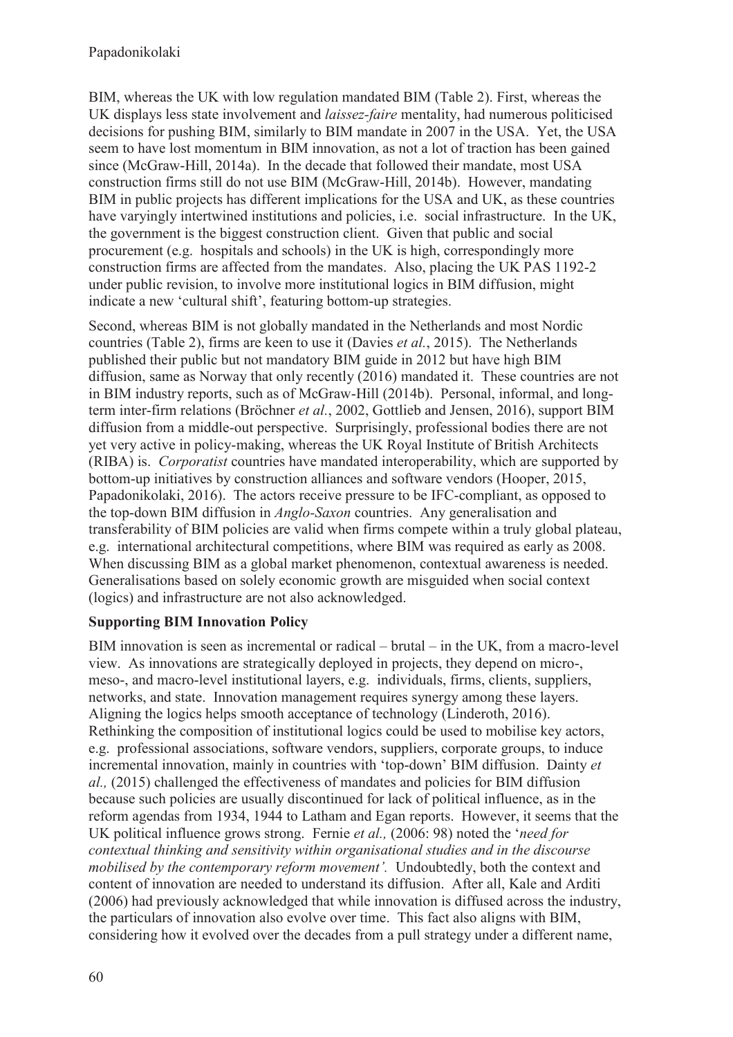BIM, whereas the UK with low regulation mandated BIM (Table 2). First, whereas the UK displays less state involvement and *laissez-faire* mentality, had numerous politicised decisions for pushing BIM, similarly to BIM mandate in 2007 in the USA. Yet, the USA seem to have lost momentum in BIM innovation, as not a lot of traction has been gained since (McGraw-Hill, 2014a). In the decade that followed their mandate, most USA construction firms still do not use BIM (McGraw-Hill, 2014b). However, mandating BIM in public projects has different implications for the USA and UK, as these countries have varyingly intertwined institutions and policies, i.e. social infrastructure. In the UK, the government is the biggest construction client. Given that public and social procurement (e.g. hospitals and schools) in the UK is high, correspondingly more construction firms are affected from the mandates. Also, placing the UK PAS 1192-2 under public revision, to involve more institutional logics in BIM diffusion, might indicate a new 'cultural shift', featuring bottom-up strategies.

Second, whereas BIM is not globally mandated in the Netherlands and most Nordic countries (Table 2), firms are keen to use it (Davies *et al.*, 2015). The Netherlands published their public but not mandatory BIM guide in 2012 but have high BIM diffusion, same as Norway that only recently (2016) mandated it. These countries are not in BIM industry reports, such as of McGraw-Hill (2014b). Personal, informal, and long-term inter-firm relations (Bröchner *et al.*, 2002, Gottlieb and Jensen, 2016), support BIM diffusion from a middle-out perspective. Surprisingly, professional bodies there are not yet very active in policy-making, whereas the UK Royal Institute of British Architects (RIBA) is. *Corporatist* countries have mandated interoperability, which are supported by bottom-up initiatives by construction alliances and software vendors (Hooper, 2015, Papadonikolaki, 2016). The actors receive pressure to be IFC-compliant, as opposed to the top-down BIM diffusion in *Anglo-Saxon* countries. Any generalisation and transferability of BIM policies are valid when firms compete within a truly global plateau, e.g. international architectural competitions, where BIM was required as early as 2008. When discussing BIM as a global market phenomenon, contextual awareness is needed. Generalisations based on solely economic growth are misguided when social context (logics) and infrastructure are not also acknowledged.

**Supporting BIM Innovation Policy**

BIM innovation is seen as incremental or radical – brutal – in the UK, from a macro-level view. As innovations are strategically deployed in projects, they depend on micro-, meso-, and macro-level institutional layers, e.g. individuals, firms, clients, suppliers, networks, and state. Innovation management requires synergy among these layers. Aligning the logics helps smooth acceptance of technology (Linderoth, 2016). Rethinking the composition of institutional logics could be used to mobilise key actors, e.g. professional associations, software vendors, suppliers, corporate groups, to induce incremental innovation, mainly in countries with 'top-down' BIM diffusion. Dainty *et al.,* (2015) challenged the effectiveness of mandates and policies for BIM diffusion because such policies are usually discontinued for lack of political influence, as in the reform agendas from 1934, 1944 to Latham and Egan reports. However, it seems that the UK political influence grows strong. Fernie *et al.,* (2006: 98) noted the '*need for contextual thinking and sensitivity within organisational studies and in the discourse mobilised by the contemporary reform movement'.* Undoubtedly, both the context and content of innovation are needed to understand its diffusion. After all, Kale and Arditi (2006) had previously acknowledged that while innovation is diffused across the industry, the particulars of innovation also evolve over time. This fact also aligns with BIM, considering how it evolved over the decades from a pull strategy under a different name,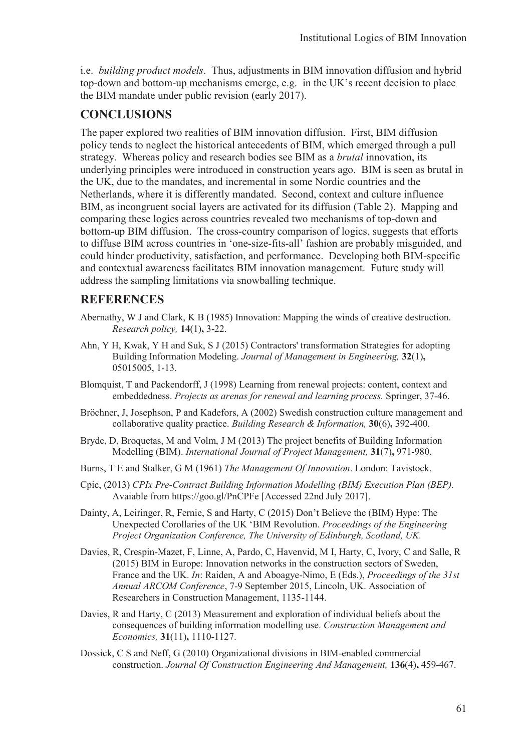i.e. *building product models*. Thus, adjustments in BIM innovation diffusion and hybrid top-down and bottom-up mechanisms emerge, e.g. in the UK's recent decision to place the BIM mandate under public revision (early 2017).

## CONCLUSIONS

The paper explored two realities of BIM innovation diffusion. First, BIM diffusion policy tends to neglect the historical antecedents of BIM, which emerged through a pull strategy. Whereas policy and research bodies see BIM as a *brutal* innovation, its underlying principles were introduced in construction years ago. BIM is seen as brutal in the UK, due to the mandates, and incremental in some Nordic countries and the Netherlands, where it is differently mandated. Second, context and culture influence BIM, as incongruent social layers are activated for its diffusion (Table 2). Mapping and comparing these logics across countries revealed two mechanisms of top-down and bottom-up BIM diffusion. The cross-country comparison of logics, suggests that efforts to diffuse BIM across countries in 'one-size-fits-all' fashion are probably misguided, and could hinder productivity, satisfaction, and performance. Developing both BIM-specific and contextual awareness facilitates BIM innovation management. Future study will address the sampling limitations via snowballing technique.

## REFERENCES

Abernathy, W J and Clark, K B (1985) Innovation: Mapping the winds of creative destruction. *Research policy,* **14**(1)**,** 3-22.

Ahn, Y H, Kwak, Y H and Suk, S J (2015) Contractors' transformation Strategies for adopting Building Information Modeling. *Journal of Management in Engineering,* **32**(1)**,** 05015005, 1-13.

Blomquist, T and Packendorff, J (1998) Learning from renewal projects: content, context and embeddedness. *Projects as arenas for renewal and learning process.* Springer, 37-46.

Bröchner, J, Josephson, P and Kadefors, A (2002) Swedish construction culture management and collaborative quality practice. *Building Research & Information,* **30**(6)**,** 392-400.

Bryde, D, Broquetas, M and Volm, J M (2013) The project benefits of Building Information Modelling (BIM). *International Journal of Project Management,* **31**(7)**,** 971-980.

Burns, T E and Stalker, G M (1961) *The Management Of Innovation*. London: Tavistock.

Cpic, (2013) *CPIx Pre-Contract Building Information Modelling (BIM) Execution Plan (BEP).* Avaiable from https://goo.gl/PnCPFe [Accessed 22nd July 2017].

Dainty, A, Leiringer, R, Fernie, S and Harty, C (2015) Don't Believe the (BIM) Hype: The Unexpected Corollaries of the UK 'BIM Revolution. *Proceedings of the Engineering Project Organization Conference, The University of Edinburgh, Scotland, UK.*

Davies, R, Crespin-Mazet, F, Linne, A, Pardo, C, Havenvid, M I, Harty, C, Ivory, C and Salle, R (2015) BIM in Europe: Innovation networks in the construction sectors of Sweden, France and the UK. *In*: Raiden, A and Aboagye-Nimo, E (Eds.), *Proceedings of the 31st Annual ARCOM Conference*, 7-9 September 2015, Lincoln, UK. Association of Researchers in Construction Management, 1135-1144.

Davies, R and Harty, C (2013) Measurement and exploration of individual beliefs about the consequences of building information modelling use. *Construction Management and Economics,* **31**(11)**,** 1110-1127.

Dossick, C S and Neff, G (2010) Organizational divisions in BIM-enabled commercial construction. *Journal Of Construction Engineering And Management,* **136**(4)**,** 459-467.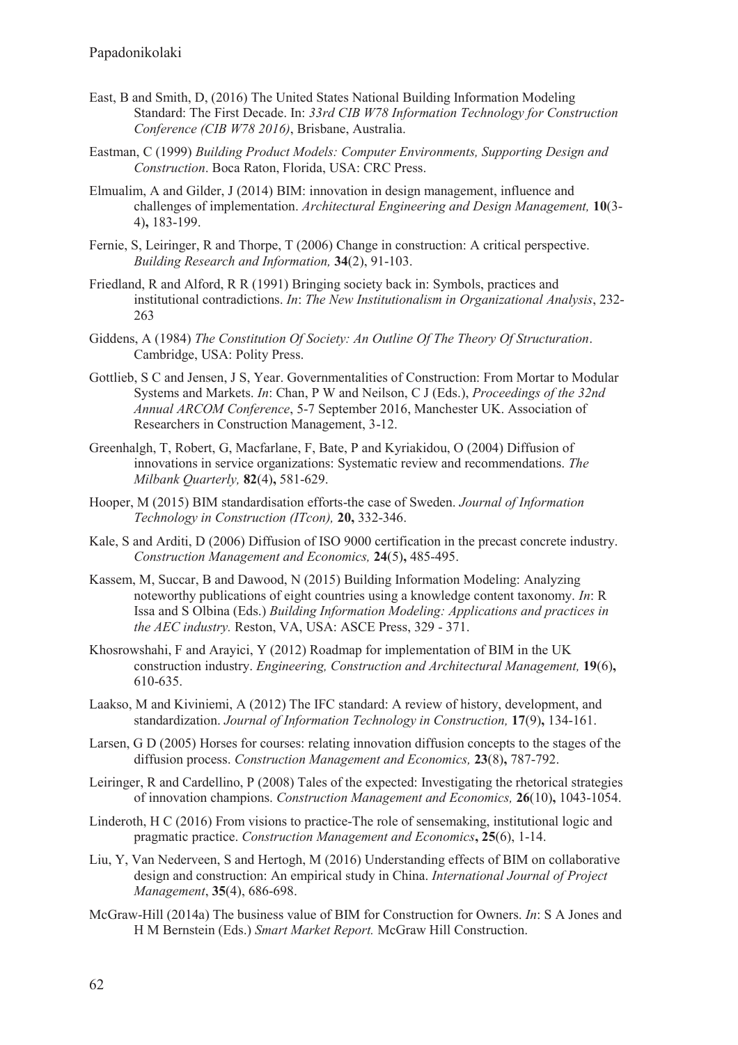East, B and Smith, D, (2016) The United States National Building Information Modeling Standard: The First Decade. In: *33rd CIB W78 Information Technology for Construction Conference (CIB W78 2016)*, Brisbane, Australia.

Eastman, C (1999) *Building Product Models: Computer Environments, Supporting Design and Construction*. Boca Raton, Florida, USA: CRC Press.

Elmualim, A and Gilder, J (2014) BIM: innovation in design management, influence and challenges of implementation. *Architectural Engineering and Design Management,* **10**(3-4)**,** 183-199.

Fernie, S, Leiringer, R and Thorpe, T (2006) Change in construction: A critical perspective. *Building Research and Information,* **34**(2), 91-103.

Friedland, R and Alford, R R (1991) Bringing society back in: Symbols, practices and institutional contradictions. *In*: *The New Institutionalism in Organizational Analysis*, 232-263

Giddens, A (1984) *The Constitution Of Society: An Outline Of The Theory Of Structuration*. Cambridge, USA: Polity Press.

Gottlieb, S C and Jensen, J S, Year. Governmentalities of Construction: From Mortar to Modular Systems and Markets. *In*: Chan, P W and Neilson, C J (Eds.), *Proceedings of the 32nd Annual ARCOM Conference*, 5-7 September 2016, Manchester UK. Association of Researchers in Construction Management, 3-12.

Greenhalgh, T, Robert, G, Macfarlane, F, Bate, P and Kyriakidou, O (2004) Diffusion of innovations in service organizations: Systematic review and recommendations. *The Milbank Quarterly,* **82**(4)**,** 581-629.

Hooper, M (2015) BIM standardisation efforts-the case of Sweden. *Journal of Information Technology in Construction (ITcon),* **20,** 332-346.

Kale, S and Arditi, D (2006) Diffusion of ISO 9000 certification in the precast concrete industry. *Construction Management and Economics,* **24**(5)**,** 485-495.

Kassem, M, Succar, B and Dawood, N (2015) Building Information Modeling: Analyzing noteworthy publications of eight countries using a knowledge content taxonomy. *In*: R Issa and S Olbina (Eds.) *Building Information Modeling: Applications and practices in the AEC industry.* Reston, VA, USA: ASCE Press, 329 - 371.

Khosrowshahi, F and Arayici, Y (2012) Roadmap for implementation of BIM in the UK construction industry. *Engineering, Construction and Architectural Management,* **19**(6)**,** 610-635.

Laakso, M and Kiviniemi, A (2012) The IFC standard: A review of history, development, and standardization. *Journal of Information Technology in Construction,* **17**(9)**,** 134-161.

Larsen, G D (2005) Horses for courses: relating innovation diffusion concepts to the stages of the diffusion process. *Construction Management and Economics,* **23**(8)**,** 787-792.

Leiringer, R and Cardellino, P (2008) Tales of the expected: Investigating the rhetorical strategies of innovation champions. *Construction Management and Economics,* **26**(10)**,** 1043-1054.

Linderoth, H C (2016) From visions to practice-The role of sensemaking, institutional logic and pragmatic practice. *Construction Management and Economics***, 25**(6), 1-14.

Liu, Y, Van Nederveen, S and Hertogh, M (2016) Understanding effects of BIM on collaborative design and construction: An empirical study in China. *International Journal of Project Management*, **35**(4), 686-698.

McGraw-Hill (2014a) The business value of BIM for Construction for Owners. *In*: S A Jones and H M Bernstein (Eds.) *Smart Market Report.* McGraw Hill Construction.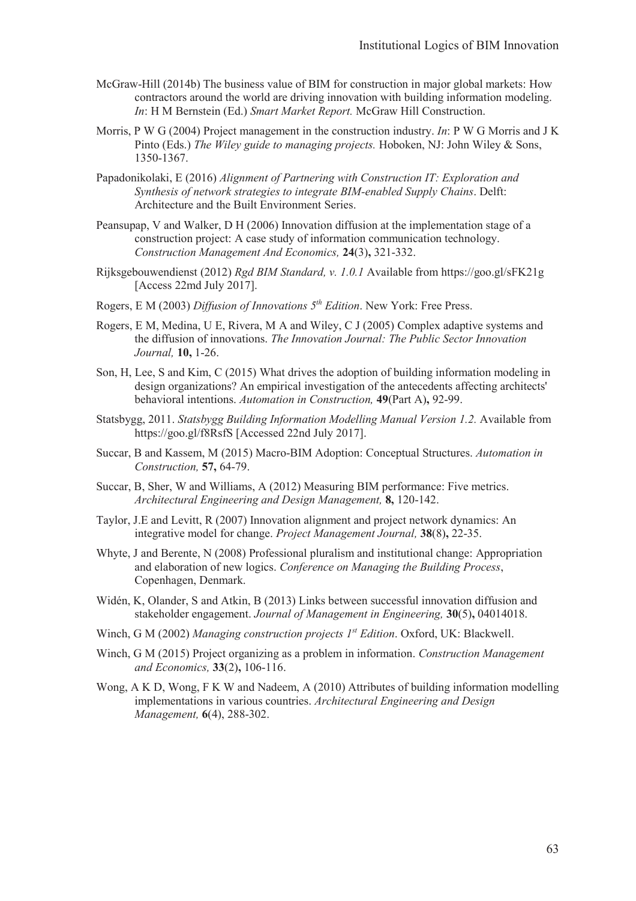McGraw-Hill (2014b) The business value of BIM for construction in major global markets: How contractors around the world are driving innovation with building information modeling. *In*: H M Bernstein (Ed.) *Smart Market Report.* McGraw Hill Construction.

Morris, P W G (2004) Project management in the construction industry. *In*: P W G Morris and J K Pinto (Eds.) *The Wiley guide to managing projects.* Hoboken, NJ: John Wiley & Sons, 1350-1367.

Papadonikolaki, E (2016) *Alignment of Partnering with Construction IT: Exploration and Synthesis of network strategies to integrate BIM-enabled Supply Chains*. Delft: Architecture and the Built Environment Series.

Peansupap, V and Walker, D H (2006) Innovation diffusion at the implementation stage of a construction project: A case study of information communication technology. *Construction Management And Economics,* **24**(3)**,** 321-332.

Rijksgebouwendienst (2012) *Rgd BIM Standard, v. 1.0.1* Available from https://goo.gl/sFK21g [Access 22md July 2017].

Rogers, E M (2003) *Diffusion of Innovations 5th Edition*. New York: Free Press.

Rogers, E M, Medina, U E, Rivera, M A and Wiley, C J (2005) Complex adaptive systems and the diffusion of innovations. *The Innovation Journal: The Public Sector Innovation Journal,* **10,** 1-26.

Son, H, Lee, S and Kim, C (2015) What drives the adoption of building information modeling in design organizations? An empirical investigation of the antecedents affecting architects' behavioral intentions. *Automation in Construction,* **49**(Part A)**,** 92-99.

Statsbygg, 2011. *Statsbygg Building Information Modelling Manual Version 1.2.* Available from https://goo.gl/f8RsfS [Accessed 22nd July 2017].

Succar, B and Kassem, M (2015) Macro-BIM Adoption: Conceptual Structures. *Automation in Construction,* **57,** 64-79.

Succar, B, Sher, W and Williams, A (2012) Measuring BIM performance: Five metrics. *Architectural Engineering and Design Management,* **8,** 120-142.

Taylor, J.E and Levitt, R (2007) Innovation alignment and project network dynamics: An integrative model for change. *Project Management Journal,* **38**(8)**,** 22-35.

Whyte, J and Berente, N (2008) Professional pluralism and institutional change: Appropriation and elaboration of new logics. *Conference on Managing the Building Process*, Copenhagen, Denmark.

Widén, K, Olander, S and Atkin, B (2013) Links between successful innovation diffusion and stakeholder engagement. *Journal of Management in Engineering,* **30**(5)**,** 04014018.

Winch, G M (2002) *Managing construction projects 1st Edition*. Oxford, UK: Blackwell.

Winch, G M (2015) Project organizing as a problem in information. *Construction Management and Economics,* **33**(2)**,** 106-116.

Wong, A K D, Wong, F K W and Nadeem, A (2010) Attributes of building information modelling implementations in various countries. *Architectural Engineering and Design Management,* **6**(4), 288-302.